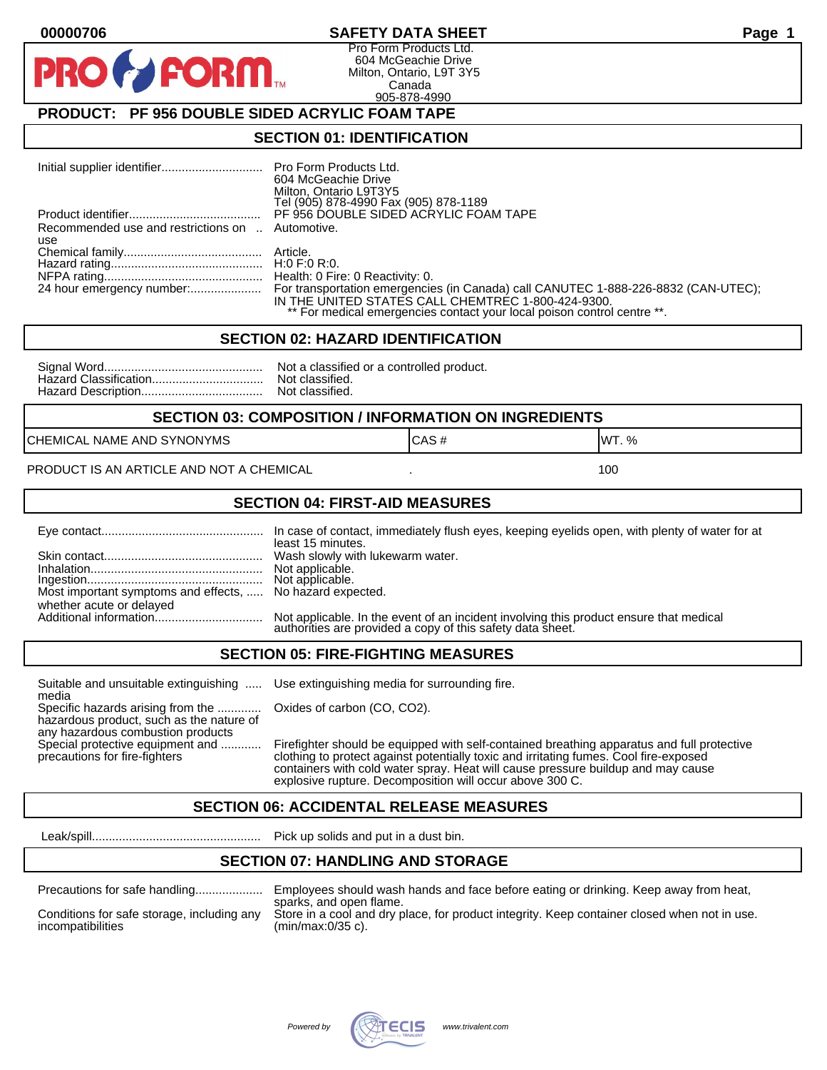00000706

# SAFETY DATA SHEET

Pro Form Products Ltd.
604 McGeachie Drive
Milton, Ontario, L9T 3Y5
Canada
905-878-4990

## PRODUCT: PF 956 DOUBLE SIDED ACRYLIC FOAM TAPE

## SECTION 01: IDENTIFICATION

| | |
|---|---|
| Initial supplier identifier | Pro Form Products Ltd. 604 McGeachie Drive Milton, Ontario L9T3Y5 Tel (905) 878-4990 Fax (905) 878-1189 |
| Product identifier | PF 956 DOUBLE SIDED ACRYLIC FOAM TAPE |
| Recommended use and restrictions on use | Automotive. |
| Chemical family | Article. |
| Hazard rating | H:0 F:0 R:0. |
| NFPA rating | Health: 0 Fire: 0 Reactivity: 0. |
| 24 hour emergency number: | For transportation emergencies (in Canada) call CANUTEC 1-888-226-8832 (CAN-UTEC); IN THE UNITED STATES CALL CHEMTREC 1-800-424-9300. ** For medical emergencies contact your local poison control centre **. |

## SECTION 02: HAZARD IDENTIFICATION

| | |
|---|---|
| Signal Word | Not a classified or a controlled product. |
| Hazard Classification | Not classified. |
| Hazard Description | Not classified. |

## SECTION 03: COMPOSITION / INFORMATION ON INGREDIENTS

| CHEMICAL NAME AND SYNONYMS | CAS # | WT. % |
|---|---|---|
| PRODUCT IS AN ARTICLE AND NOT A CHEMICAL | . | 100 |

## SECTION 04: FIRST-AID MEASURES

| | |
|---|---|
| Eye contact | In case of contact, immediately flush eyes, keeping eyelids open, with plenty of water for at least 15 minutes. |
| Skin contact | Wash slowly with lukewarm water. |
| Inhalation | Not applicable. |
| Ingestion | Not applicable. |
| Most important symptoms and effects, whether acute or delayed | No hazard expected. |
| Additional information | Not applicable. In the event of an incident involving this product ensure that medical authorities are provided a copy of this safety data sheet. |

## SECTION 05: FIRE-FIGHTING MEASURES

| | |
|---|---|
| Suitable and unsuitable extinguishing media | Use extinguishing media for surrounding fire. |
| Specific hazards arising from the hazardous product, such as the nature of any hazardous combustion products | Oxides of carbon (CO, CO2). |
| Special protective equipment and precautions for fire-fighters | Firefighter should be equipped with self-contained breathing apparatus and full protective clothing to protect against potentially toxic and irritating fumes. Cool fire-exposed containers with cold water spray. Heat will cause pressure buildup and may cause explosive rupture. Decomposition will occur above 300 C. |

## SECTION 06: ACCIDENTAL RELEASE MEASURES

| | |
|---|---|
| Leak/spill | Pick up solids and put in a dust bin. |

## SECTION 07: HANDLING AND STORAGE

| | |
|---|---|
| Precautions for safe handling | Employees should wash hands and face before eating or drinking. Keep away from heat, sparks, and open flame. |
| Conditions for safe storage, including any incompatibilities | Store in a cool and dry place, for product integrity. Keep container closed when not in use. (min/max:0/35 c). |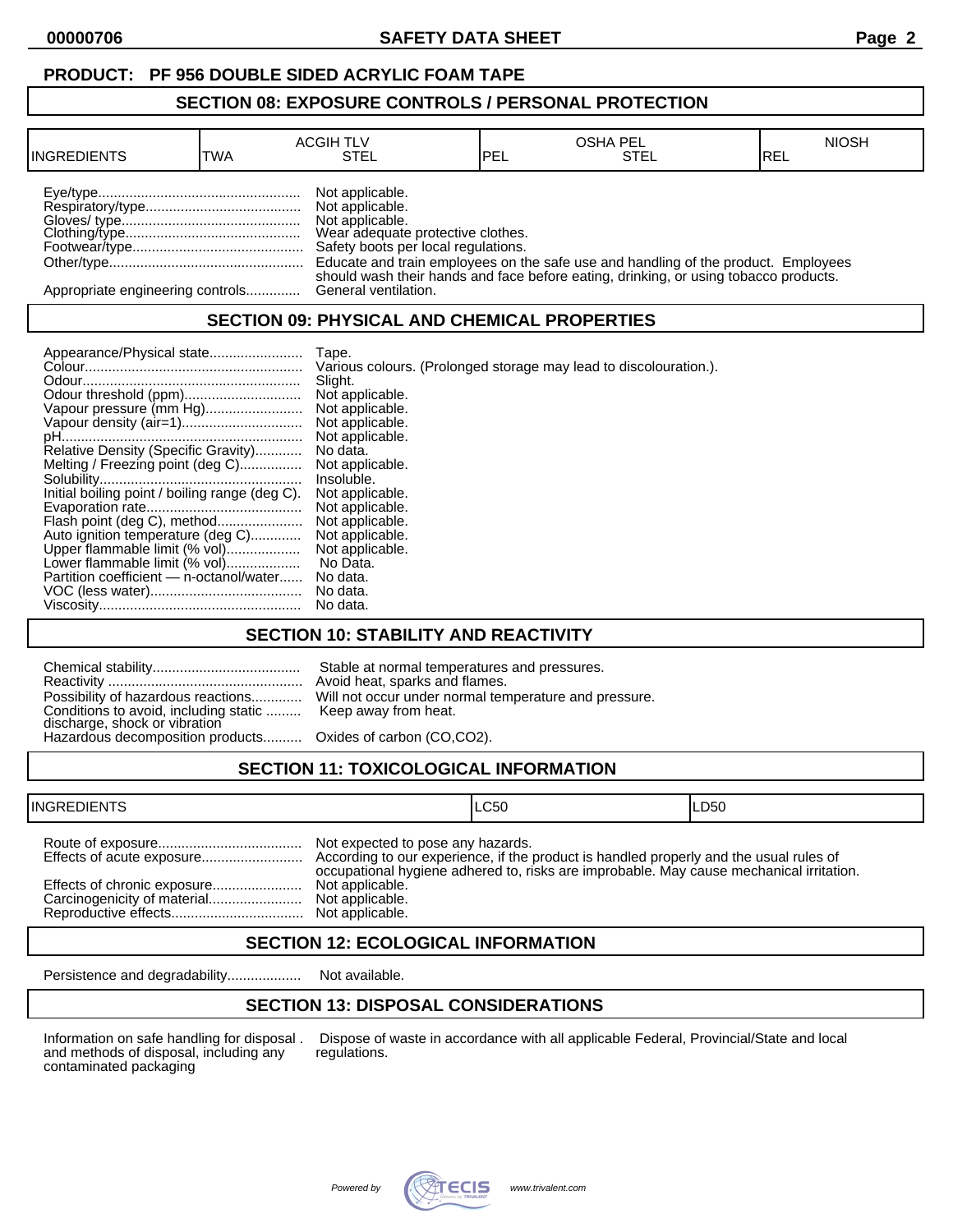**PRODUCT: PF 956 DOUBLE SIDED ACRYLIC FOAM TAPE**

## SECTION 08: EXPOSURE CONTROLS / PERSONAL PROTECTION

| INGREDIENTS | ACGIH TLV | | OSHA PEL | | NIOSH |
|---|---|---|---|---|---|
| | TWA | STEL | PEL | STEL | REL |

Eye/type.................................................... Not applicable.
Respiratory/type........................................ Not applicable.
Gloves/ type............................................... Not applicable.
Clothing/type............................................. Wear adequate protective clothes.
Footwear/type............................................ Safety boots per local regulations.
Other/type.................................................. Educate and train employees on the safe use and handling of the product. Employees should wash their hands and face before eating, drinking, or using tobacco products.
Appropriate engineering controls.............. General ventilation.

## SECTION 09: PHYSICAL AND CHEMICAL PROPERTIES

Appearance/Physical state........................ Tape.
Colour........................................................ Various colours. (Prolonged storage may lead to discolouration.).
Odour......................................................... Slight.
Odour threshold (ppm).............................. Not applicable.
Vapour pressure (mm Hg)......................... Not applicable.
Vapour density (air=1)............................... Not applicable.
pH.............................................................. Not applicable.
Relative Density (Specific Gravity)............ No data.
Melting / Freezing point (deg C)................ Not applicable.
Solubility.................................................... Insoluble.
Initial boiling point / boiling range (deg C). Not applicable.
Evaporation rate........................................ Not applicable.
Flash point (deg C), method...................... Not applicable.
Auto ignition temperature (deg C)............. Not applicable.
Upper flammable limit (% vol)................... Not applicable.
Lower flammable limit (% vol)................... No Data.
Partition coefficient — n-octanol/water...... No data.
VOC (less water)....................................... No data.
Viscosity.................................................... No data.

## SECTION 10: STABILITY AND REACTIVITY

Chemical stability...................................... Stable at normal temperatures and pressures.
Reactivity .................................................. Avoid heat, sparks and flames.
Possibility of hazardous reactions............. Will not occur under normal temperature and pressure.
Conditions to avoid, including static discharge, shock or vibration ......... Keep away from heat.
Hazardous decomposition products.......... Oxides of carbon (CO,CO2).

## SECTION 11: TOXICOLOGICAL INFORMATION

| INGREDIENTS | LC50 | LD50 |
|---|---|---|

Route of exposure..................................... Not expected to pose any hazards.
Effects of acute exposure.......................... According to our experience, if the product is handled properly and the usual rules of occupational hygiene adhered to, risks are improbable. May cause mechanical irritation.
Effects of chronic exposure....................... Not applicable.
Carcinogenicity of material........................ Not applicable.
Reproductive effects.................................. Not applicable.

## SECTION 12: ECOLOGICAL INFORMATION

Persistence and degradability................... Not available.

## SECTION 13: DISPOSAL CONSIDERATIONS

Information on safe handling for disposal and methods of disposal, including any contaminated packaging . Dispose of waste in accordance with all applicable Federal, Provincial/State and local regulations.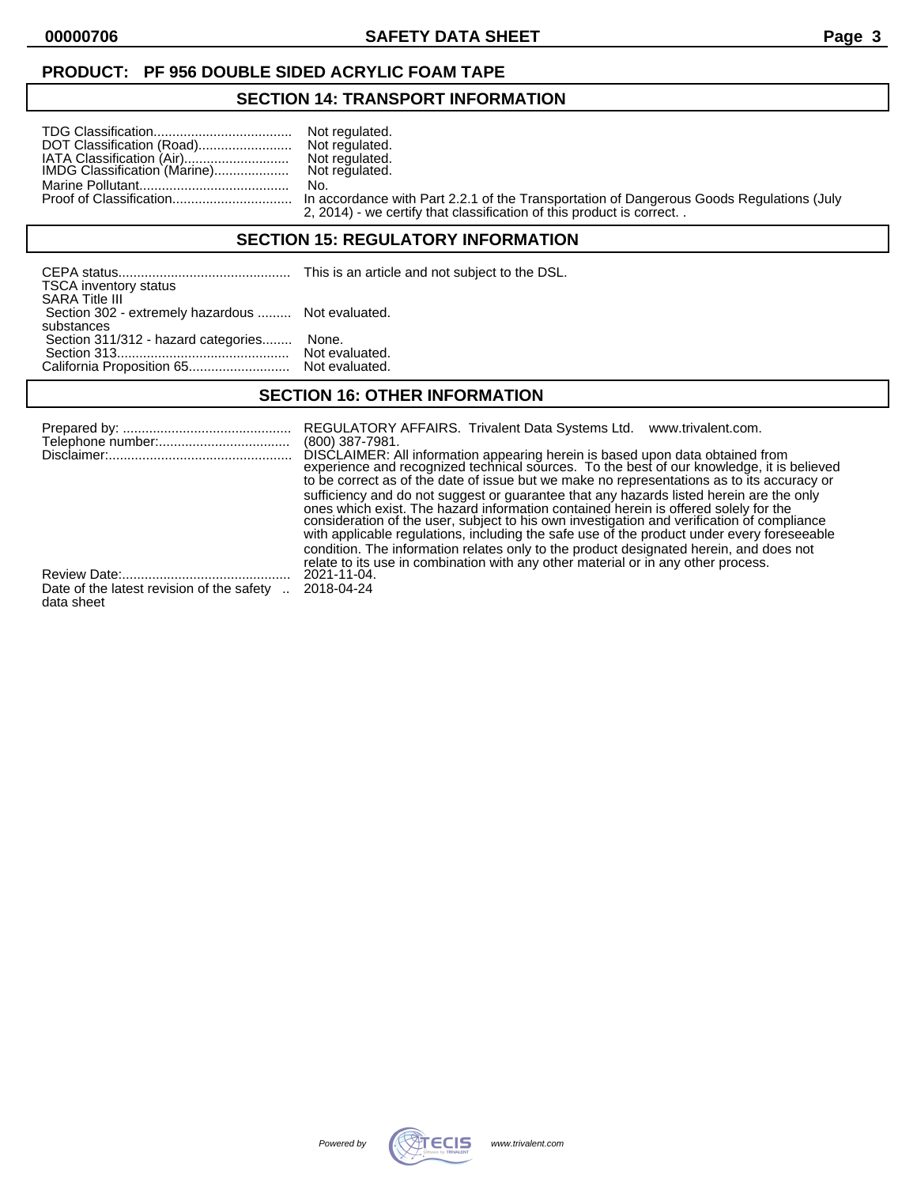**PRODUCT: PF 956 DOUBLE SIDED ACRYLIC FOAM TAPE**

## SECTION 14: TRANSPORT INFORMATION

| | |
|---|---|
| TDG Classification | Not regulated. |
| DOT Classification (Road) | Not regulated. |
| IATA Classification (Air) | Not regulated. |
| IMDG Classification (Marine) | Not regulated. |
| Marine Pollutant | No. |
| Proof of Classification | In accordance with Part 2.2.1 of the Transportation of Dangerous Goods Regulations (July 2, 2014) - we certify that classification of this product is correct. . |

## SECTION 15: REGULATORY INFORMATION

| | |
|---|---|
| CEPA status | This is an article and not subject to the DSL. |
| TSCA inventory status | |
| SARA Title III | |
| Section 302 - extremely hazardous substances | Not evaluated. |
| Section 311/312 - hazard categories | None. |
| Section 313 | Not evaluated. |
| California Proposition 65 | Not evaluated. |

## SECTION 16: OTHER INFORMATION

| | |
|---|---|
| Prepared by: | REGULATORY AFFAIRS. Trivalent Data Systems Ltd. www.trivalent.com. |
| Telephone number: | (800) 387-7981. |
| Disclaimer: | DISCLAIMER: All information appearing herein is based upon data obtained from experience and recognized technical sources. To the best of our knowledge, it is believed to be correct as of the date of issue but we make no representations as to its accuracy or sufficiency and do not suggest or guarantee that any hazards listed herein are the only ones which exist. The hazard information contained herein is offered solely for the consideration of the user, subject to his own investigation and verification of compliance with applicable regulations, including the safe use of the product under every foreseeable condition. The information relates only to the product designated herein, and does not relate to its use in combination with any other material or in any other process. |
| Review Date: | 2021-11-04. |
| Date of the latest revision of the safety data sheet | 2018-04-24 |